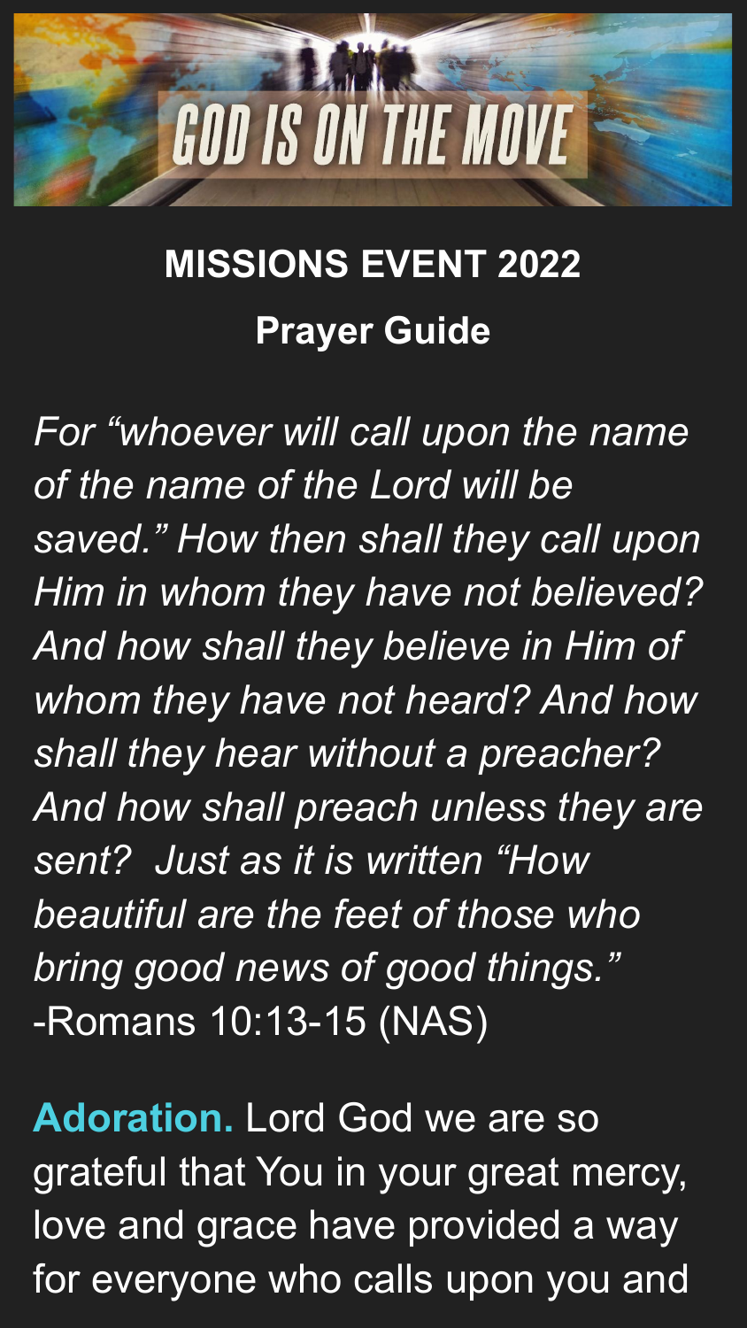GOD IS ON THE MOVE

**MISSIONS EVENT 2022**

**Prayer Guide**

*For "whoever will call upon the name of the name of the Lord will be saved." How then shall they call upon Him in whom they have not believed? And how shall they believe in Him of whom they have not heard? And how shall they hear without a preacher? And how shall preach unless they are sent? Just as it is written "How beautiful are the feet of those who bring good news of good things."*
-Romans 10:13-15 (NAS)

**Adoration.** Lord God we are so grateful that You in your great mercy, love and grace have provided a way for everyone who calls upon you and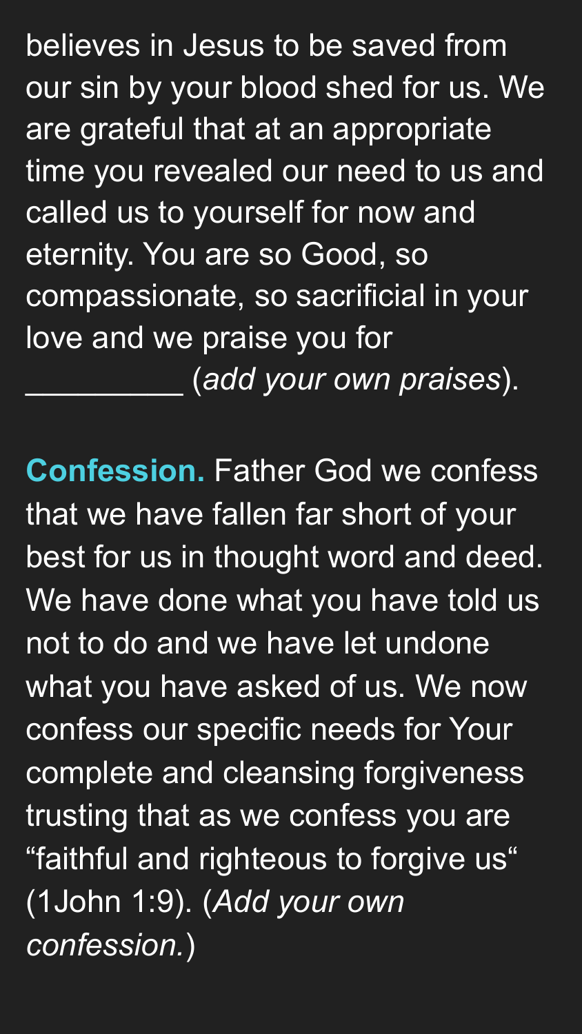believes in Jesus to be saved from our sin by your blood shed for us. We are grateful that at an appropriate time you revealed our need to us and called us to yourself for now and eternity. You are so Good, so compassionate, so sacrificial in your love and we praise you for _________ (*add your own praises*).

**Confession.** Father God we confess that we have fallen far short of your best for us in thought word and deed. We have done what you have told us not to do and we have let undone what you have asked of us. We now confess our specific needs for Your complete and cleansing forgiveness trusting that as we confess you are “faithful and righteous to forgive us“ (1John 1:9). (*Add your own confession.*)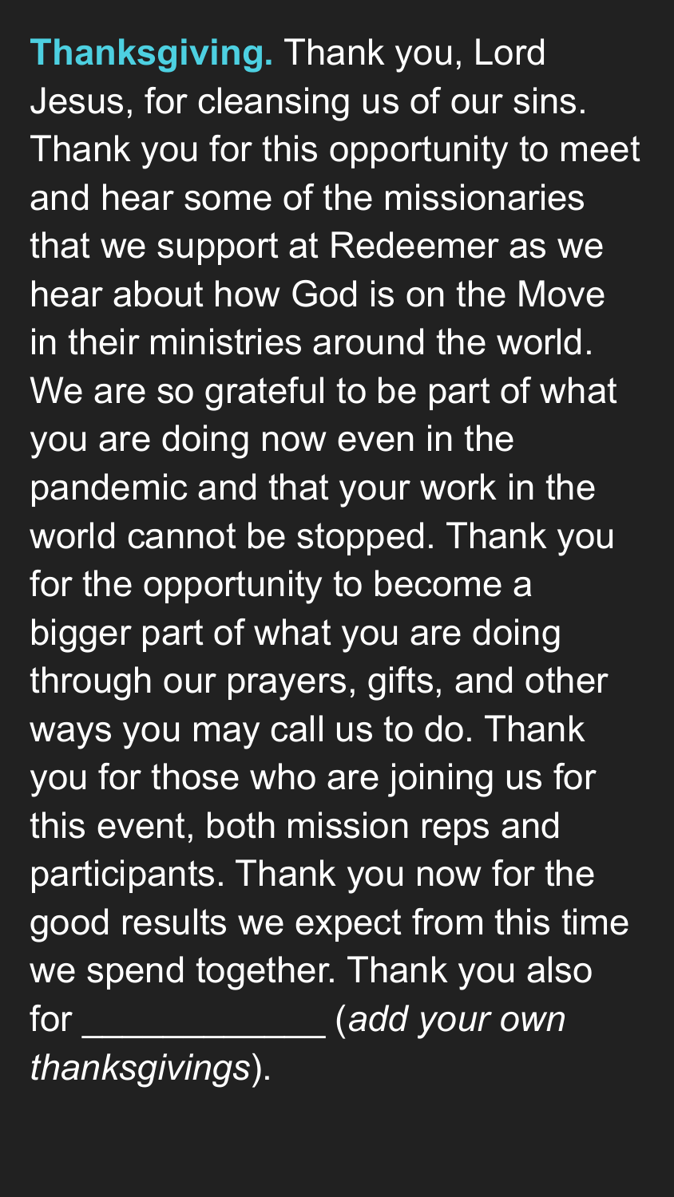**Thanksgiving.** Thank you, Lord Jesus, for cleansing us of our sins. Thank you for this opportunity to meet and hear some of the missionaries that we support at Redeemer as we hear about how God is on the Move in their ministries around the world. We are so grateful to be part of what you are doing now even in the pandemic and that your work in the world cannot be stopped. Thank you for the opportunity to become a bigger part of what you are doing through our prayers, gifts, and other ways you may call us to do. Thank you for those who are joining us for this event, both mission reps and participants. Thank you now for the good results we expect from this time we spend together. Thank you also for ____________ (*add your own thanksgivings*).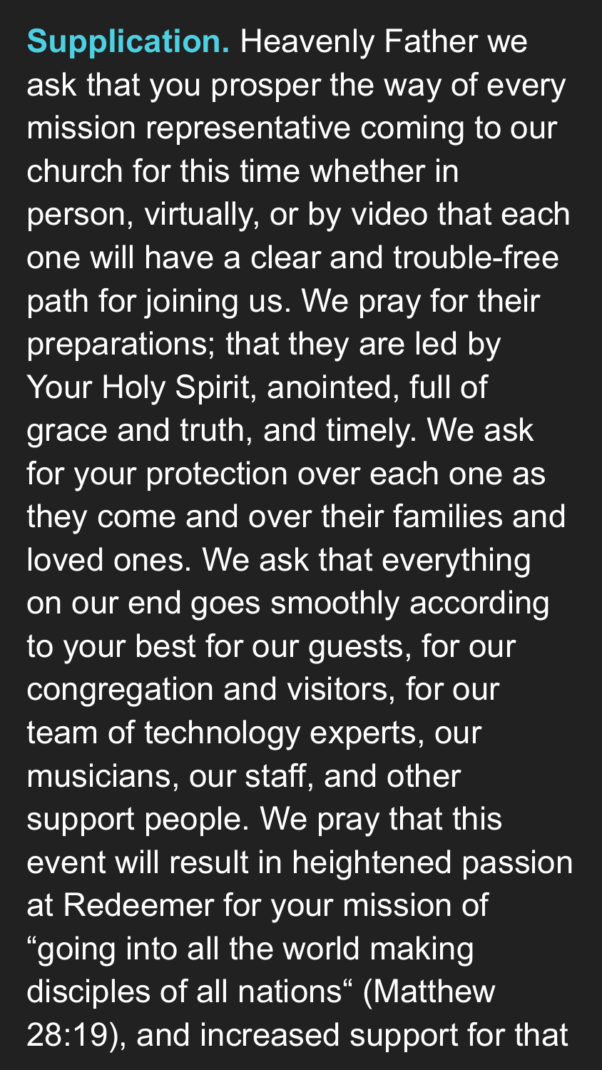**Supplication.** Heavenly Father we ask that you prosper the way of every mission representative coming to our church for this time whether in person, virtually, or by video that each one will have a clear and trouble-free path for joining us. We pray for their preparations; that they are led by Your Holy Spirit, anointed, full of grace and truth, and timely. We ask for your protection over each one as they come and over their families and loved ones. We ask that everything on our end goes smoothly according to your best for our guests, for our congregation and visitors, for our team of technology experts, our musicians, our staff, and other support people. We pray that this event will result in heightened passion at Redeemer for your mission of "going into all the world making disciples of all nations" (Matthew 28:19), and increased support for that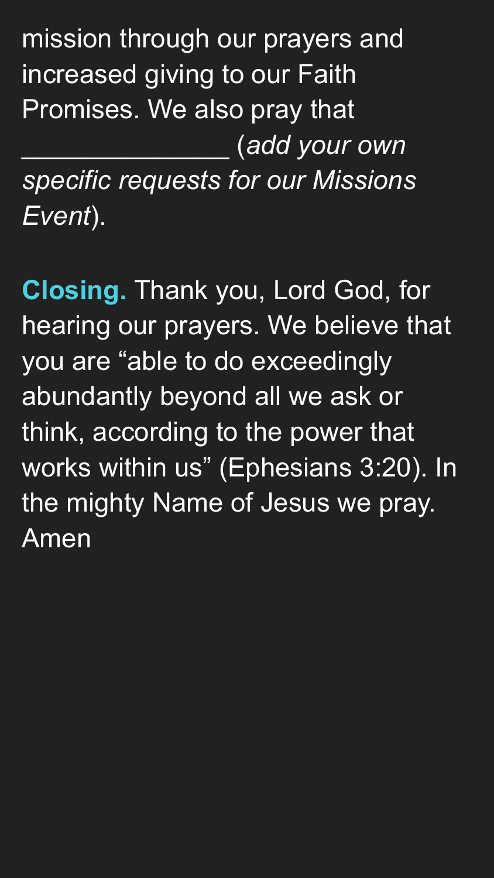mission through our prayers and increased giving to our Faith Promises. We also pray that ______________ (*add your own specific requests for our Missions Event*).

**Closing.** Thank you, Lord God, for hearing our prayers. We believe that you are “able to do exceedingly abundantly beyond all we ask or think, according to the power that works within us” (Ephesians 3:20). In the mighty Name of Jesus we pray. Amen